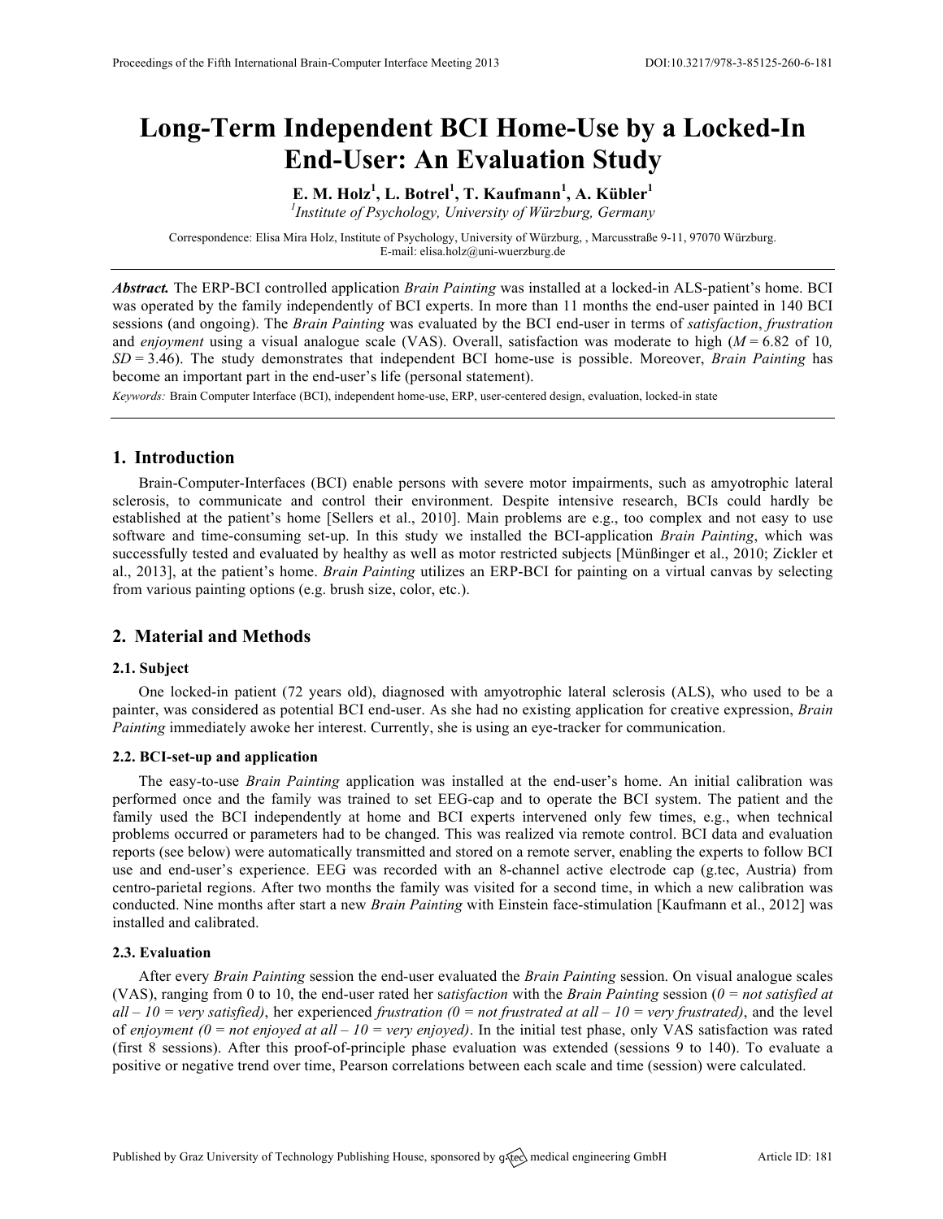# Long-Term Independent BCI Home-Use by a Locked-In End-User: An Evaluation Study

**E. M. Holz[1], L. Botrel[1], T. Kaufmann[1], A. Kübler[1]**

[1]*Institute of Psychology, University of Würzburg, Germany*

Correspondence: Elisa Mira Holz, Institute of Psychology, University of Würzburg, , Marcusstraße 9-11, 97070 Würzburg.
E-mail: elisa.holz@uni-wuerzburg.de

***Abstract.*** The ERP-BCI controlled application *Brain Painting* was installed at a locked-in ALS-patient's home. BCI was operated by the family independently of BCI experts. In more than 11 months the end-user painted in 140 BCI sessions (and ongoing). The *Brain Painting* was evaluated by the BCI end-user in terms of *satisfaction*, *frustration* and *enjoyment* using a visual analogue scale (VAS). Overall, satisfaction was moderate to high ($M = 6.82$ of 10*,* $SD = 3.46$). The study demonstrates that independent BCI home-use is possible. Moreover, *Brain Painting* has become an important part in the end-user's life (personal statement).

*Keywords:* Brain Computer Interface (BCI), independent home-use, ERP, user-centered design, evaluation, locked-in state

## 1. Introduction

Brain-Computer-Interfaces (BCI) enable persons with severe motor impairments, such as amyotrophic lateral sclerosis, to communicate and control their environment. Despite intensive research, BCIs could hardly be established at the patient's home [Sellers et al., 2010]. Main problems are e.g., too complex and not easy to use software and time-consuming set-up. In this study we installed the BCI-application *Brain Painting*, which was successfully tested and evaluated by healthy as well as motor restricted subjects [Münßinger et al., 2010; Zickler et al., 2013], at the patient's home. *Brain Painting* utilizes an ERP-BCI for painting on a virtual canvas by selecting from various painting options (e.g. brush size, color, etc.).

## 2. Material and Methods

### 2.1. Subject

One locked-in patient (72 years old), diagnosed with amyotrophic lateral sclerosis (ALS), who used to be a painter, was considered as potential BCI end-user. As she had no existing application for creative expression, *Brain Painting* immediately awoke her interest. Currently, she is using an eye-tracker for communication.

### 2.2. BCI-set-up and application

The easy-to-use *Brain Painting* application was installed at the end-user's home. An initial calibration was performed once and the family was trained to set EEG-cap and to operate the BCI system. The patient and the family used the BCI independently at home and BCI experts intervened only few times, e.g., when technical problems occurred or parameters had to be changed. This was realized via remote control. BCI data and evaluation reports (see below) were automatically transmitted and stored on a remote server, enabling the experts to follow BCI use and end-user's experience. EEG was recorded with an 8-channel active electrode cap (g.tec, Austria) from centro-parietal regions. After two months the family was visited for a second time, in which a new calibration was conducted. Nine months after start a new *Brain Painting* with Einstein face-stimulation [Kaufmann et al., 2012] was installed and calibrated.

### 2.3. Evaluation

After every *Brain Painting* session the end-user evaluated the *Brain Painting* session. On visual analogue scales (VAS), ranging from 0 to 10, the end-user rated her s*atisfaction* with the *Brain Painting* session (*0 = not satisfied at all – 10 = very satisfied)*, her experienced *frustration (0 = not frustrated at all – 10 = very frustrated)*, and the level of *enjoyment (0 = not enjoyed at all – 10 = very enjoyed)*. In the initial test phase, only VAS satisfaction was rated (first 8 sessions). After this proof-of-principle phase evaluation was extended (sessions 9 to 140). To evaluate a positive or negative trend over time, Pearson correlations between each scale and time (session) were calculated.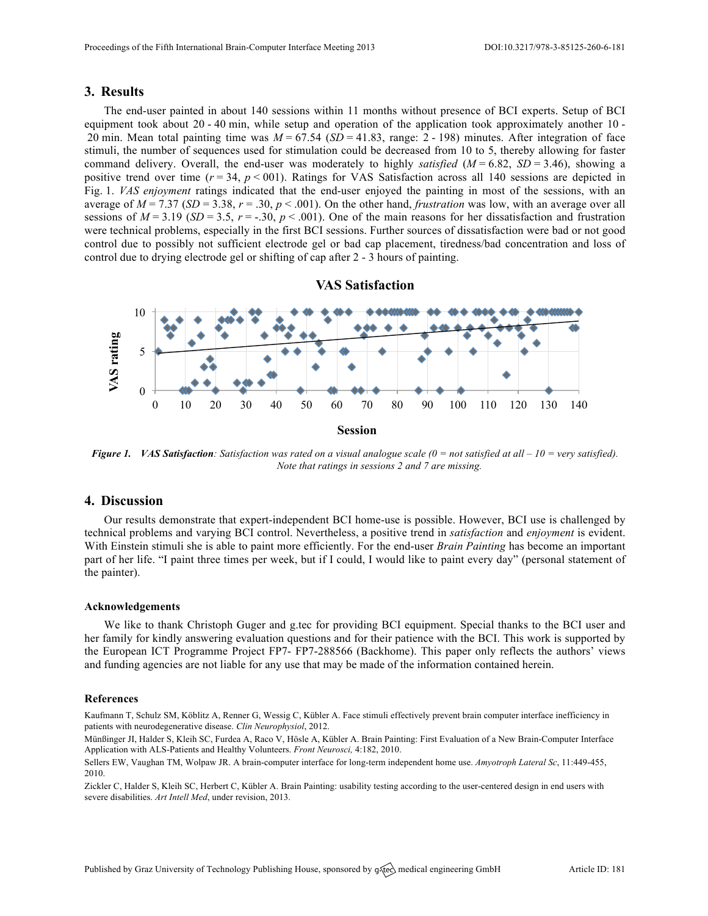## 3. Results

The end-user painted in about 140 sessions within 11 months without presence of BCI experts. Setup of BCI equipment took about 20 - 40 min, while setup and operation of the application took approximately another 10 - 20 min. Mean total painting time was $M = 67.54$ ($SD = 41.83$, range: 2 - 198) minutes. After integration of face stimuli, the number of sequences used for stimulation could be decreased from 10 to 5, thereby allowing for faster command delivery. Overall, the end-user was moderately to highly *satisfied* ($M = 6.82$, $SD = 3.46$), showing a positive trend over time ($r = 34$, $p < 001$). Ratings for VAS Satisfaction across all 140 sessions are depicted in Fig. 1. *VAS enjoyment* ratings indicated that the end-user enjoyed the painting in most of the sessions, with an average of $M = 7.37$ ($SD = 3.38$, $r = .30$, $p < .001$). On the other hand, *frustration* was low, with an average over all sessions of $M = 3.19$ ($SD = 3.5$, $r = -.30$, $p < .001$). One of the main reasons for her dissatisfaction and frustration were technical problems, especially in the first BCI sessions. Further sources of dissatisfaction were bad or not good control due to possibly not sufficient electrode gel or bad cap placement, tiredness/bad concentration and loss of control due to drying electrode gel or shifting of cap after 2 - 3 hours of painting.

VAS Satisfaction

VAS rating

10

5

0

0 10 20 30 40 50 60 70 80 90 100 110 120 130 140

Session

***Figure 1.*** ***VAS Satisfaction****: Satisfaction was rated on a visual analogue scale (0 = not satisfied at all – 10 = very satisfied). Note that ratings in sessions 2 and 7 are missing.*

## 4. Discussion

Our results demonstrate that expert-independent BCI home-use is possible. However, BCI use is challenged by technical problems and varying BCI control. Nevertheless, a positive trend in *satisfaction* and *enjoyment* is evident. With Einstein stimuli she is able to paint more efficiently. For the end-user *Brain Painting* has become an important part of her life. "I paint three times per week, but if I could, I would like to paint every day" (personal statement of the painter).

### Acknowledgements

We like to thank Christoph Guger and g.tec for providing BCI equipment. Special thanks to the BCI user and her family for kindly answering evaluation questions and for their patience with the BCI. This work is supported by the European ICT Programme Project FP7- FP7-288566 (Backhome). This paper only reflects the authors' views and funding agencies are not liable for any use that may be made of the information contained herein.

### References

Kaufmann T, Schulz SM, Köblitz A, Renner G, Wessig C, Kübler A. Face stimuli effectively prevent brain computer interface inefficiency in patients with neurodegenerative disease. *Clin Neurophysiol*, 2012.

Münßinger JI, Halder S, Kleih SC, Furdea A, Raco V, Hösle A, Kübler A. Brain Painting: First Evaluation of a New Brain-Computer Interface Application with ALS-Patients and Healthy Volunteers. *Front Neurosci,* 4:182, 2010.

Sellers EW, Vaughan TM, Wolpaw JR. A brain-computer interface for long-term independent home use. *Amyotroph Lateral Sc*, 11:449-455, 2010.

Zickler C, Halder S, Kleih SC, Herbert C, Kübler A. Brain Painting: usability testing according to the user-centered design in end users with severe disabilities. *Art Intell Med*, under revision, 2013.